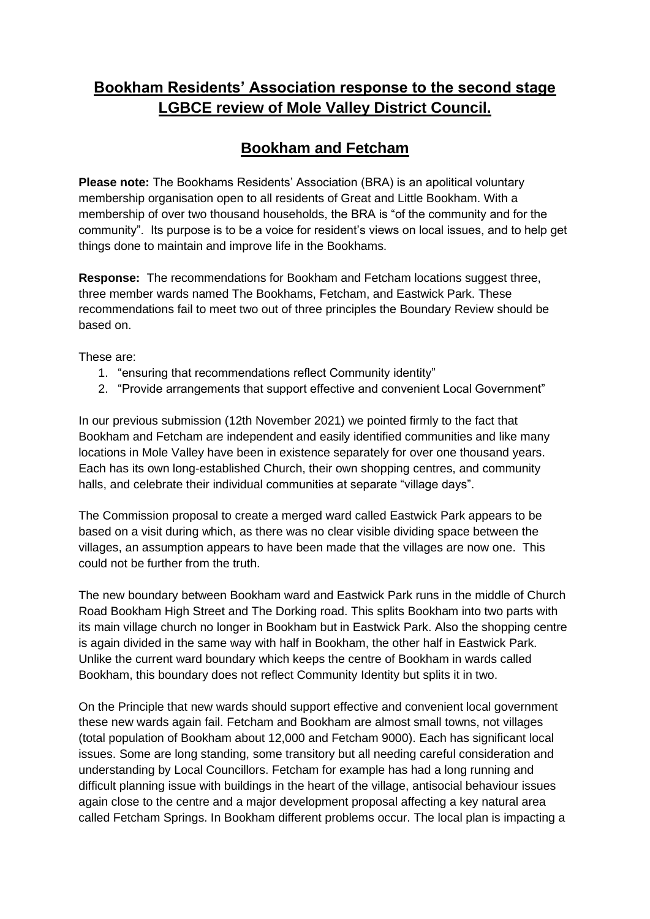# Bookham Residents' Association response to the second stage LGBCE review of Mole Valley District Council.

## Bookham and Fetcham

**Please note:** The Bookhams Residents' Association (BRA) is an apolitical voluntary membership organisation open to all residents of Great and Little Bookham. With a membership of over two thousand households, the BRA is "of the community and for the community". Its purpose is to be a voice for resident's views on local issues, and to help get things done to maintain and improve life in the Bookhams.

**Response:** The recommendations for Bookham and Fetcham locations suggest three, three member wards named The Bookhams, Fetcham, and Eastwick Park. These recommendations fail to meet two out of three principles the Boundary Review should be based on.

These are:

1. "ensuring that recommendations reflect Community identity"
2. "Provide arrangements that support effective and convenient Local Government"

In our previous submission (12th November 2021) we pointed firmly to the fact that Bookham and Fetcham are independent and easily identified communities and like many locations in Mole Valley have been in existence separately for over one thousand years. Each has its own long-established Church, their own shopping centres, and community halls, and celebrate their individual communities at separate "village days".

The Commission proposal to create a merged ward called Eastwick Park appears to be based on a visit during which, as there was no clear visible dividing space between the villages, an assumption appears to have been made that the villages are now one. This could not be further from the truth.

The new boundary between Bookham ward and Eastwick Park runs in the middle of Church Road Bookham High Street and The Dorking road. This splits Bookham into two parts with its main village church no longer in Bookham but in Eastwick Park. Also the shopping centre is again divided in the same way with half in Bookham, the other half in Eastwick Park. Unlike the current ward boundary which keeps the centre of Bookham in wards called Bookham, this boundary does not reflect Community Identity but splits it in two.

On the Principle that new wards should support effective and convenient local government these new wards again fail. Fetcham and Bookham are almost small towns, not villages (total population of Bookham about 12,000 and Fetcham 9000). Each has significant local issues. Some are long standing, some transitory but all needing careful consideration and understanding by Local Councillors. Fetcham for example has had a long running and difficult planning issue with buildings in the heart of the village, antisocial behaviour issues again close to the centre and a major development proposal affecting a key natural area called Fetcham Springs. In Bookham different problems occur. The local plan is impacting a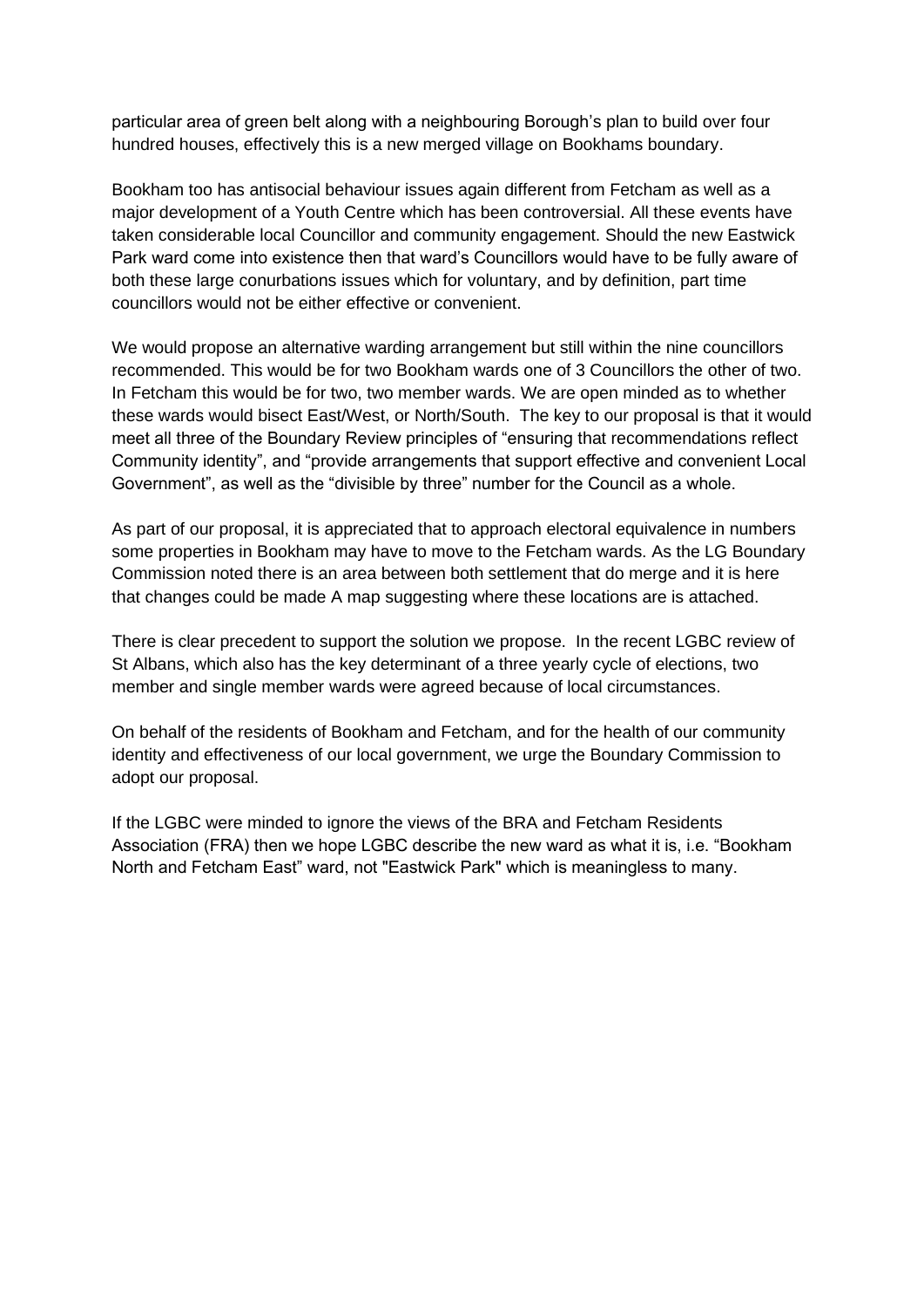particular area of green belt along with a neighbouring Borough's plan to build over four hundred houses, effectively this is a new merged village on Bookhams boundary.

Bookham too has antisocial behaviour issues again different from Fetcham as well as a major development of a Youth Centre which has been controversial. All these events have taken considerable local Councillor and community engagement. Should the new Eastwick Park ward come into existence then that ward's Councillors would have to be fully aware of both these large conurbations issues which for voluntary, and by definition, part time councillors would not be either effective or convenient.

We would propose an alternative warding arrangement but still within the nine councillors recommended. This would be for two Bookham wards one of 3 Councillors the other of two. In Fetcham this would be for two, two member wards. We are open minded as to whether these wards would bisect East/West, or North/South. The key to our proposal is that it would meet all three of the Boundary Review principles of "ensuring that recommendations reflect Community identity", and "provide arrangements that support effective and convenient Local Government", as well as the "divisible by three" number for the Council as a whole.

As part of our proposal, it is appreciated that to approach electoral equivalence in numbers some properties in Bookham may have to move to the Fetcham wards. As the LG Boundary Commission noted there is an area between both settlement that do merge and it is here that changes could be made A map suggesting where these locations are is attached.

There is clear precedent to support the solution we propose. In the recent LGBC review of St Albans, which also has the key determinant of a three yearly cycle of elections, two member and single member wards were agreed because of local circumstances.

On behalf of the residents of Bookham and Fetcham, and for the health of our community identity and effectiveness of our local government, we urge the Boundary Commission to adopt our proposal.

If the LGBC were minded to ignore the views of the BRA and Fetcham Residents Association (FRA) then we hope LGBC describe the new ward as what it is, i.e. "Bookham North and Fetcham East" ward, not "Eastwick Park" which is meaningless to many.